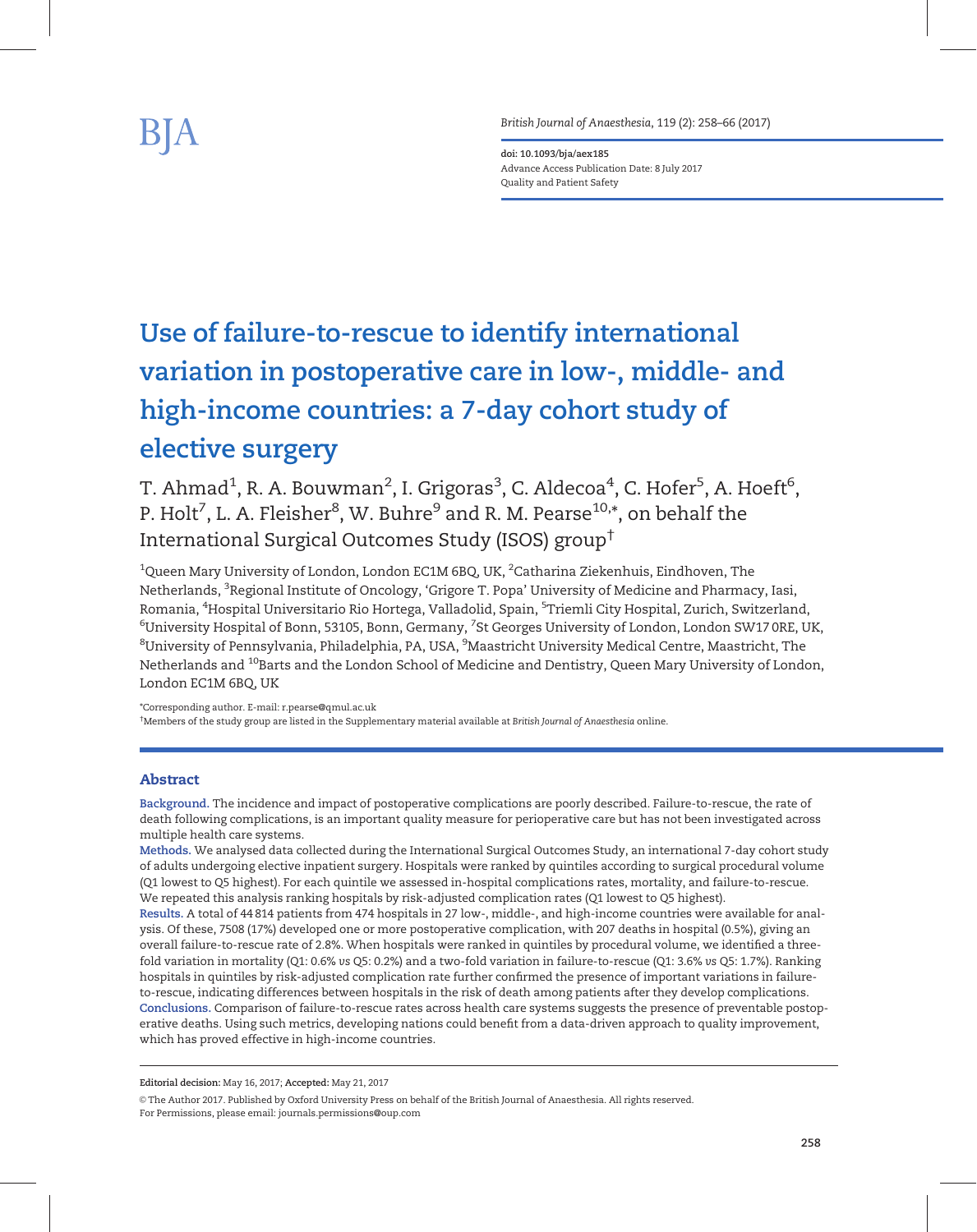doi: 10.1093/bja/aex185
Advance Access Publication Date: 8 July 2017
Quality and Patient Safety

# Use of failure-to-rescue to identify international variation in postoperative care in low-, middle- and high-income countries: a 7-day cohort study of elective surgery

T. Ahmad[1], R. A. Bouwman[2], I. Grigoras[3], C. Aldecoa[4], C. Hofer[5], A. Hoeft[6], P. Holt[7], L. A. Fleisher[8], W. Buhre[9] and R. M. Pearse[10,*], on behalf the International Surgical Outcomes Study (ISOS) group[†]

[1]Queen Mary University of London, London EC1M 6BQ, UK, [2]Catharina Ziekenhuis, Eindhoven, The Netherlands, [3]Regional Institute of Oncology, 'Grigore T. Popa' University of Medicine and Pharmacy, Iasi, Romania, [4]Hospital Universitario Rio Hortega, Valladolid, Spain, [5]Triemli City Hospital, Zurich, Switzerland, [6]University Hospital of Bonn, 53105, Bonn, Germany, [7]St Georges University of London, London SW17 0RE, UK, [8]University of Pennsylvania, Philadelphia, PA, USA, [9]Maastricht University Medical Centre, Maastricht, The Netherlands and [10]Barts and the London School of Medicine and Dentistry, Queen Mary University of London, London EC1M 6BQ, UK

*Corresponding author. E-mail: r.pearse@qmul.ac.uk

[†]Members of the study group are listed in the Supplementary material available at *British Journal of Anaesthesia* online.

## Abstract

**Background.** The incidence and impact of postoperative complications are poorly described. Failure-to-rescue, the rate of death following complications, is an important quality measure for perioperative care but has not been investigated across multiple health care systems.

**Methods.** We analysed data collected during the International Surgical Outcomes Study, an international 7-day cohort study of adults undergoing elective inpatient surgery. Hospitals were ranked by quintiles according to surgical procedural volume (Q1 lowest to Q5 highest). For each quintile we assessed in-hospital complications rates, mortality, and failure-to-rescue. We repeated this analysis ranking hospitals by risk-adjusted complication rates (Q1 lowest to Q5 highest).

**Results.** A total of 44 814 patients from 474 hospitals in 27 low-, middle-, and high-income countries were available for analysis. Of these, 7508 (17%) developed one or more postoperative complication, with 207 deaths in hospital (0.5%), giving an overall failure-to-rescue rate of 2.8%. When hospitals were ranked in quintiles by procedural volume, we identified a three-fold variation in mortality (Q1: 0.6% *vs* Q5: 0.2%) and a two-fold variation in failure-to-rescue (Q1: 3.6% *vs* Q5: 1.7%). Ranking hospitals in quintiles by risk-adjusted complication rate further confirmed the presence of important variations in failure-to-rescue, indicating differences between hospitals in the risk of death among patients after they develop complications.

**Conclusions.** Comparison of failure-to-rescue rates across health care systems suggests the presence of preventable postoperative deaths. Using such metrics, developing nations could benefit from a data-driven approach to quality improvement, which has proved effective in high-income countries.

**Editorial decision:** May 16, 2017; **Accepted:** May 21, 2017

© The Author 2017. Published by Oxford University Press on behalf of the British Journal of Anaesthesia. All rights reserved.
For Permissions, please email: journals.permissions@oup.com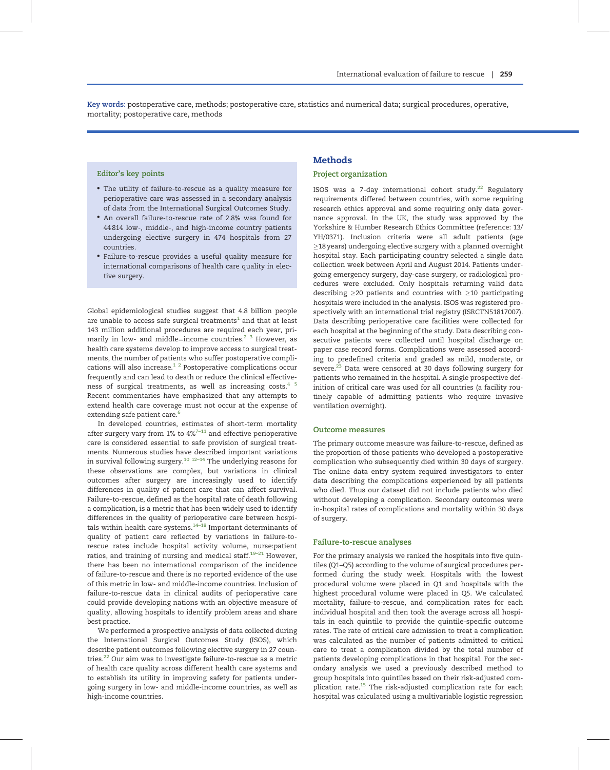**Key words**: postoperative care, methods; postoperative care, statistics and numerical data; surgical procedures, operative, mortality; postoperative care, methods

**Editor's key points**

- The utility of failure-to-rescue as a quality measure for perioperative care was assessed in a secondary analysis of data from the International Surgical Outcomes Study.
- An overall failure-to-rescue rate of 2.8% was found for 44 814 low-, middle-, and high-income country patients undergoing elective surgery in 474 hospitals from 27 countries.
- Failure-to-rescue provides a useful quality measure for international comparisons of health care quality in elective surgery.

Global epidemiological studies suggest that 4.8 billion people are unable to access safe surgical treatments[1] and that at least 143 million additional procedures are required each year, primarily in low- and middle=income countries.[2 3] However, as health care systems develop to improve access to surgical treatments, the number of patients who suffer postoperative complications will also increase.[1 2] Postoperative complications occur frequently and can lead to death or reduce the clinical effectiveness of surgical treatments, as well as increasing costs.[4 5] Recent commentaries have emphasized that any attempts to extend health care coverage must not occur at the expense of extending safe patient care.[6]

In developed countries, estimates of short-term mortality after surgery vary from 1% to 4%[7–11] and effective perioperative care is considered essential to safe provision of surgical treatments. Numerous studies have described important variations in survival following surgery.[10 12–14] The underlying reasons for these observations are complex, but variations in clinical outcomes after surgery are increasingly used to identify differences in quality of patient care that can affect survival. Failure-to-rescue, defined as the hospital rate of death following a complication, is a metric that has been widely used to identify differences in the quality of perioperative care between hospitals within health care systems.[14–18] Important determinants of quality of patient care reflected by variations in failure-to-rescue rates include hospital activity volume, nurse:patient ratios, and training of nursing and medical staff.[19–21] However, there has been no international comparison of the incidence of failure-to-rescue and there is no reported evidence of the use of this metric in low- and middle-income countries. Inclusion of failure-to-rescue data in clinical audits of perioperative care could provide developing nations with an objective measure of quality, allowing hospitals to identify problem areas and share best practice.

We performed a prospective analysis of data collected during the International Surgical Outcomes Study (ISOS), which describe patient outcomes following elective surgery in 27 countries.[22] Our aim was to investigate failure-to-rescue as a metric of health care quality across different health care systems and to establish its utility in improving safety for patients undergoing surgery in low- and middle-income countries, as well as high-income countries.

## Methods

### Project organization

ISOS was a 7-day international cohort study.[22] Regulatory requirements differed between countries, with some requiring research ethics approval and some requiring only data governance approval. In the UK, the study was approved by the Yorkshire & Humber Research Ethics Committee (reference: 13/YH/0371). Inclusion criteria were all adult patients (age ≥18 years) undergoing elective surgery with a planned overnight hospital stay. Each participating country selected a single data collection week between April and August 2014. Patients undergoing emergency surgery, day-case surgery, or radiological procedures were excluded. Only hospitals returning valid data describing ≥20 patients and countries with ≥10 participating hospitals were included in the analysis. ISOS was registered prospectively with an international trial registry (ISRCTN51817007). Data describing perioperative care facilities were collected for each hospital at the beginning of the study. Data describing consecutive patients were collected until hospital discharge on paper case record forms. Complications were assessed according to predefined criteria and graded as mild, moderate, or severe.[23] Data were censored at 30 days following surgery for patients who remained in the hospital. A single prospective definition of critical care was used for all countries (a facility routinely capable of admitting patients who require invasive ventilation overnight).

### Outcome measures

The primary outcome measure was failure-to-rescue, defined as the proportion of those patients who developed a postoperative complication who subsequently died within 30 days of surgery. The online data entry system required investigators to enter data describing the complications experienced by all patients who died. Thus our dataset did not include patients who died without developing a complication. Secondary outcomes were in-hospital rates of complications and mortality within 30 days of surgery.

### Failure-to-rescue analyses

For the primary analysis we ranked the hospitals into five quintiles (Q1–Q5) according to the volume of surgical procedures performed during the study week. Hospitals with the lowest procedural volume were placed in Q1 and hospitals with the highest procedural volume were placed in Q5. We calculated mortality, failure-to-rescue, and complication rates for each individual hospital and then took the average across all hospitals in each quintile to provide the quintile-specific outcome rates. The rate of critical care admission to treat a complication was calculated as the number of patients admitted to critical care to treat a complication divided by the total number of patients developing complications in that hospital. For the secondary analysis we used a previously described method to group hospitals into quintiles based on their risk-adjusted complication rate.[15] The risk-adjusted complication rate for each hospital was calculated using a multivariable logistic regression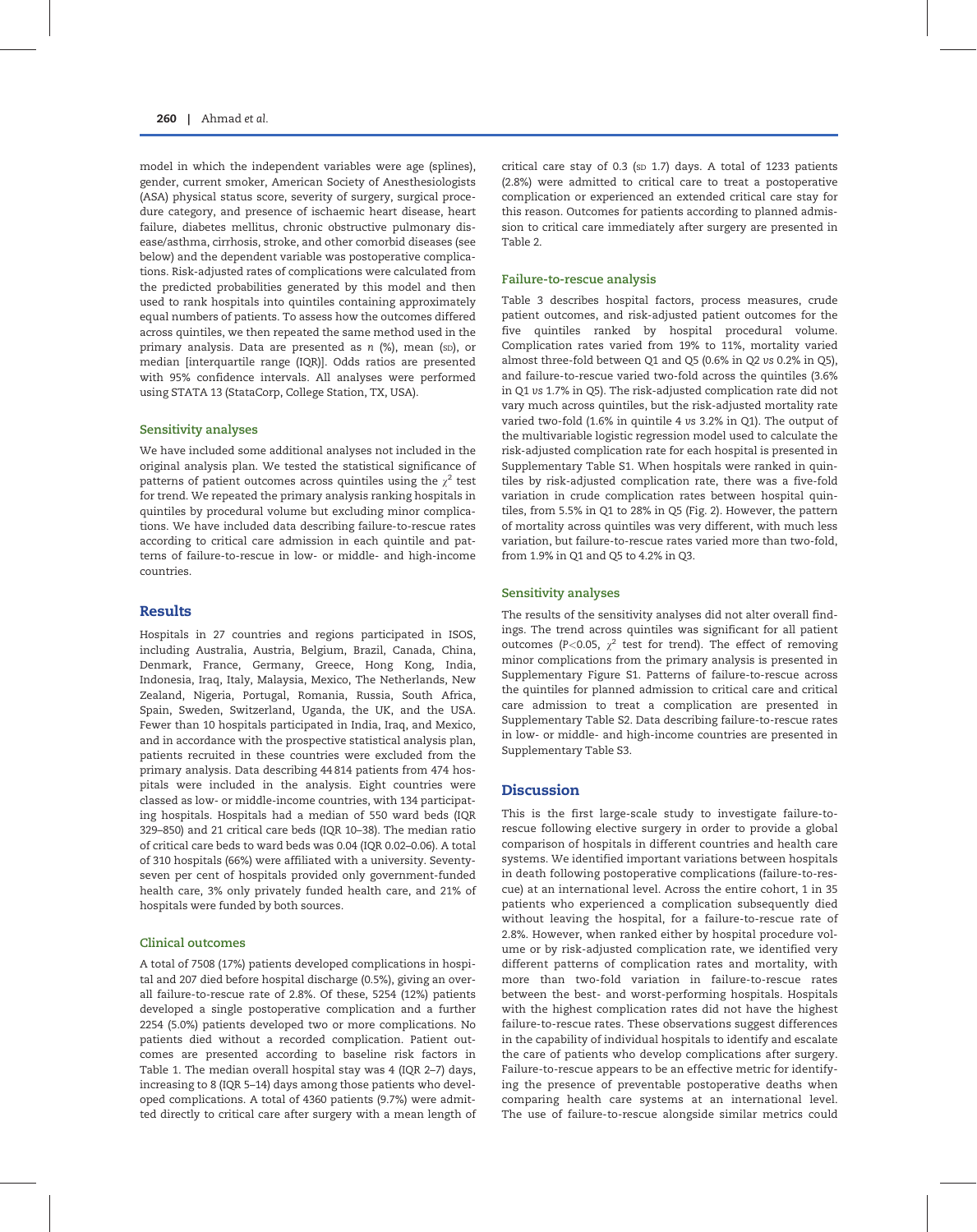model in which the independent variables were age (splines), gender, current smoker, American Society of Anesthesiologists (ASA) physical status score, severity of surgery, surgical procedure category, and presence of ischaemic heart disease, heart failure, diabetes mellitus, chronic obstructive pulmonary disease/asthma, cirrhosis, stroke, and other comorbid diseases (see below) and the dependent variable was postoperative complications. Risk-adjusted rates of complications were calculated from the predicted probabilities generated by this model and then used to rank hospitals into quintiles containing approximately equal numbers of patients. To assess how the outcomes differed across quintiles, we then repeated the same method used in the primary analysis. Data are presented as *n* (%), mean (SD), or median [interquartile range (IQR)]. Odds ratios are presented with 95% confidence intervals. All analyses were performed using STATA 13 (StataCorp, College Station, TX, USA).

### Sensitivity analyses

We have included some additional analyses not included in the original analysis plan. We tested the statistical significance of patterns of patient outcomes across quintiles using the $\chi^2$ test for trend. We repeated the primary analysis ranking hospitals in quintiles by procedural volume but excluding minor complications. We have included data describing failure-to-rescue rates according to critical care admission in each quintile and patterns of failure-to-rescue in low- or middle- and high-income countries.

## Results

Hospitals in 27 countries and regions participated in ISOS, including Australia, Austria, Belgium, Brazil, Canada, China, Denmark, France, Germany, Greece, Hong Kong, India, Indonesia, Iraq, Italy, Malaysia, Mexico, The Netherlands, New Zealand, Nigeria, Portugal, Romania, Russia, South Africa, Spain, Sweden, Switzerland, Uganda, the UK, and the USA. Fewer than 10 hospitals participated in India, Iraq, and Mexico, and in accordance with the prospective statistical analysis plan, patients recruited in these countries were excluded from the primary analysis. Data describing 44 814 patients from 474 hospitals were included in the analysis. Eight countries were classed as low- or middle-income countries, with 134 participating hospitals. Hospitals had a median of 550 ward beds (IQR 329–850) and 21 critical care beds (IQR 10–38). The median ratio of critical care beds to ward beds was 0.04 (IQR 0.02–0.06). A total of 310 hospitals (66%) were affiliated with a university. Seventy-seven per cent of hospitals provided only government-funded health care, 3% only privately funded health care, and 21% of hospitals were funded by both sources.

### Clinical outcomes

A total of 7508 (17%) patients developed complications in hospital and 207 died before hospital discharge (0.5%), giving an overall failure-to-rescue rate of 2.8%. Of these, 5254 (12%) patients developed a single postoperative complication and a further 2254 (5.0%) patients developed two or more complications. No patients died without a recorded complication. Patient outcomes are presented according to baseline risk factors in Table 1. The median overall hospital stay was 4 (IQR 2–7) days, increasing to 8 (IQR 5–14) days among those patients who developed complications. A total of 4360 patients (9.7%) were admitted directly to critical care after surgery with a mean length of critical care stay of 0.3 (SD 1.7) days. A total of 1233 patients (2.8%) were admitted to critical care to treat a postoperative complication or experienced an extended critical care stay for this reason. Outcomes for patients according to planned admission to critical care immediately after surgery are presented in Table 2.

### Failure-to-rescue analysis

Table 3 describes hospital factors, process measures, crude patient outcomes, and risk-adjusted patient outcomes for the five quintiles ranked by hospital procedural volume. Complication rates varied from 19% to 11%, mortality varied almost three-fold between Q1 and Q5 (0.6% in Q2 *vs* 0.2% in Q5), and failure-to-rescue varied two-fold across the quintiles (3.6% in Q1 *vs* 1.7% in Q5). The risk-adjusted complication rate did not vary much across quintiles, but the risk-adjusted mortality rate varied two-fold (1.6% in quintile 4 *vs* 3.2% in Q1). The output of the multivariable logistic regression model used to calculate the risk-adjusted complication rate for each hospital is presented in Supplementary Table S1. When hospitals were ranked in quintiles by risk-adjusted complication rate, there was a five-fold variation in crude complication rates between hospital quintiles, from 5.5% in Q1 to 28% in Q5 (Fig. 2). However, the pattern of mortality across quintiles was very different, with much less variation, but failure-to-rescue rates varied more than two-fold, from 1.9% in Q1 and Q5 to 4.2% in Q3.

### Sensitivity analyses

The results of the sensitivity analyses did not alter overall findings. The trend across quintiles was significant for all patient outcomes ($P<0.05$, $\chi^2$ test for trend). The effect of removing minor complications from the primary analysis is presented in Supplementary Figure S1. Patterns of failure-to-rescue across the quintiles for planned admission to critical care and critical care admission to treat a complication are presented in Supplementary Table S2. Data describing failure-to-rescue rates in low- or middle- and high-income countries are presented in Supplementary Table S3.

## Discussion

This is the first large-scale study to investigate failure-to-rescue following elective surgery in order to provide a global comparison of hospitals in different countries and health care systems. We identified important variations between hospitals in death following postoperative complications (failure-to-rescue) at an international level. Across the entire cohort, 1 in 35 patients who experienced a complication subsequently died without leaving the hospital, for a failure-to-rescue rate of 2.8%. However, when ranked either by hospital procedure volume or by risk-adjusted complication rate, we identified very different patterns of complication rates and mortality, with more than two-fold variation in failure-to-rescue rates between the best- and worst-performing hospitals. Hospitals with the highest complication rates did not have the highest failure-to-rescue rates. These observations suggest differences in the capability of individual hospitals to identify and escalate the care of patients who develop complications after surgery. Failure-to-rescue appears to be an effective metric for identifying the presence of preventable postoperative deaths when comparing health care systems at an international level. The use of failure-to-rescue alongside similar metrics could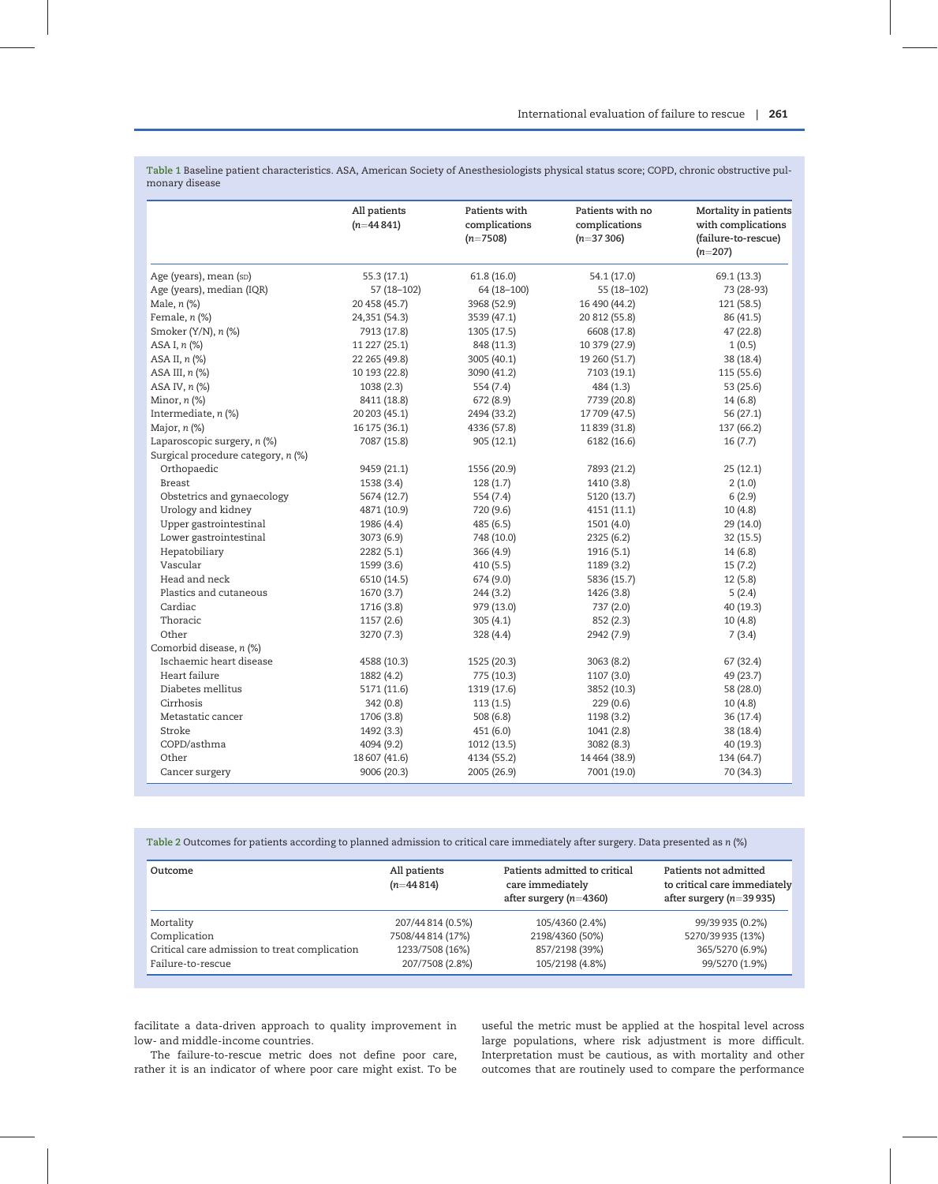Table 1 Baseline patient characteristics. ASA, American Society of Anesthesiologists physical status score; COPD, chronic obstructive pulmonary disease

| | All patients ($n$=44 841) | Patients with complications ($n$=7508) | Patients with no complications ($n$=37 306) | Mortality in patients with complications (failure-to-rescue) ($n$=207) |
|---|---|---|---|---|
| Age (years), mean (SD) | 55.3 (17.1) | 61.8 (16.0) | 54.1 (17.0) | 69.1 (13.3) |
| Age (years), median (IQR) | 57 (18–102) | 64 (18–100) | 55 (18–102) | 73 (28-93) |
| Male, $n$ (%) | 20 458 (45.7) | 3968 (52.9) | 16 490 (44.2) | 121 (58.5) |
| Female, $n$ (%) | 24,351 (54.3) | 3539 (47.1) | 20 812 (55.8) | 86 (41.5) |
| Smoker (Y/N), $n$ (%) | 7913 (17.8) | 1305 (17.5) | 6608 (17.8) | 47 (22.8) |
| ASA I, $n$ (%) | 11 227 (25.1) | 848 (11.3) | 10 379 (27.9) | 1 (0.5) |
| ASA II, $n$ (%) | 22 265 (49.8) | 3005 (40.1) | 19 260 (51.7) | 38 (18.4) |
| ASA III, $n$ (%) | 10 193 (22.8) | 3090 (41.2) | 7103 (19.1) | 115 (55.6) |
| ASA IV, $n$ (%) | 1038 (2.3) | 554 (7.4) | 484 (1.3) | 53 (25.6) |
| Minor, $n$ (%) | 8411 (18.8) | 672 (8.9) | 7739 (20.8) | 14 (6.8) |
| Intermediate, $n$ (%) | 20 203 (45.1) | 2494 (33.2) | 17 709 (47.5) | 56 (27.1) |
| Major, $n$ (%) | 16 175 (36.1) | 4336 (57.8) | 11 839 (31.8) | 137 (66.2) |
| Laparoscopic surgery, $n$ (%) | 7087 (15.8) | 905 (12.1) | 6182 (16.6) | 16 (7.7) |
| Surgical procedure category, $n$ (%) | | | | |
| Orthopaedic | 9459 (21.1) | 1556 (20.9) | 7893 (21.2) | 25 (12.1) |
| Breast | 1538 (3.4) | 128 (1.7) | 1410 (3.8) | 2 (1.0) |
| Obstetrics and gynaecology | 5674 (12.7) | 554 (7.4) | 5120 (13.7) | 6 (2.9) |
| Urology and kidney | 4871 (10.9) | 720 (9.6) | 4151 (11.1) | 10 (4.8) |
| Upper gastrointestinal | 1986 (4.4) | 485 (6.5) | 1501 (4.0) | 29 (14.0) |
| Lower gastrointestinal | 3073 (6.9) | 748 (10.0) | 2325 (6.2) | 32 (15.5) |
| Hepatobiliary | 2282 (5.1) | 366 (4.9) | 1916 (5.1) | 14 (6.8) |
| Vascular | 1599 (3.6) | 410 (5.5) | 1189 (3.2) | 15 (7.2) |
| Head and neck | 6510 (14.5) | 674 (9.0) | 5836 (15.7) | 12 (5.8) |
| Plastics and cutaneous | 1670 (3.7) | 244 (3.2) | 1426 (3.8) | 5 (2.4) |
| Cardiac | 1716 (3.8) | 979 (13.0) | 737 (2.0) | 40 (19.3) |
| Thoracic | 1157 (2.6) | 305 (4.1) | 852 (2.3) | 10 (4.8) |
| Other | 3270 (7.3) | 328 (4.4) | 2942 (7.9) | 7 (3.4) |
| Comorbid disease, $n$ (%) | | | | |
| Ischaemic heart disease | 4588 (10.3) | 1525 (20.3) | 3063 (8.2) | 67 (32.4) |
| Heart failure | 1882 (4.2) | 775 (10.3) | 1107 (3.0) | 49 (23.7) |
| Diabetes mellitus | 5171 (11.6) | 1319 (17.6) | 3852 (10.3) | 58 (28.0) |
| Cirrhosis | 342 (0.8) | 113 (1.5) | 229 (0.6) | 10 (4.8) |
| Metastatic cancer | 1706 (3.8) | 508 (6.8) | 1198 (3.2) | 36 (17.4) |
| Stroke | 1492 (3.3) | 451 (6.0) | 1041 (2.8) | 38 (18.4) |
| COPD/asthma | 4094 (9.2) | 1012 (13.5) | 3082 (8.3) | 40 (19.3) |
| Other | 18 607 (41.6) | 4134 (55.2) | 14 464 (38.9) | 134 (64.7) |
| Cancer surgery | 9006 (20.3) | 2005 (26.9) | 7001 (19.0) | 70 (34.3) |

Table 2 Outcomes for patients according to planned admission to critical care immediately after surgery. Data presented as $n$ (%)

| Outcome | All patients ($n$=44 814) | Patients admitted to critical care immediately after surgery ($n$=4360) | Patients not admitted to critical care immediately after surgery ($n$=39 935) |
|---|---|---|---|
| Mortality | 207/44 814 (0.5%) | 105/4360 (2.4%) | 99/39 935 (0.2%) |
| Complication | 7508/44 814 (17%) | 2198/4360 (50%) | 5270/39 935 (13%) |
| Critical care admission to treat complication | 1233/7508 (16%) | 857/2198 (39%) | 365/5270 (6.9%) |
| Failure-to-rescue | 207/7508 (2.8%) | 105/2198 (4.8%) | 99/5270 (1.9%) |

facilitate a data-driven approach to quality improvement in low- and middle-income countries.

The failure-to-rescue metric does not define poor care, rather it is an indicator of where poor care might exist. To be useful the metric must be applied at the hospital level across large populations, where risk adjustment is more difficult. Interpretation must be cautious, as with mortality and other outcomes that are routinely used to compare the performance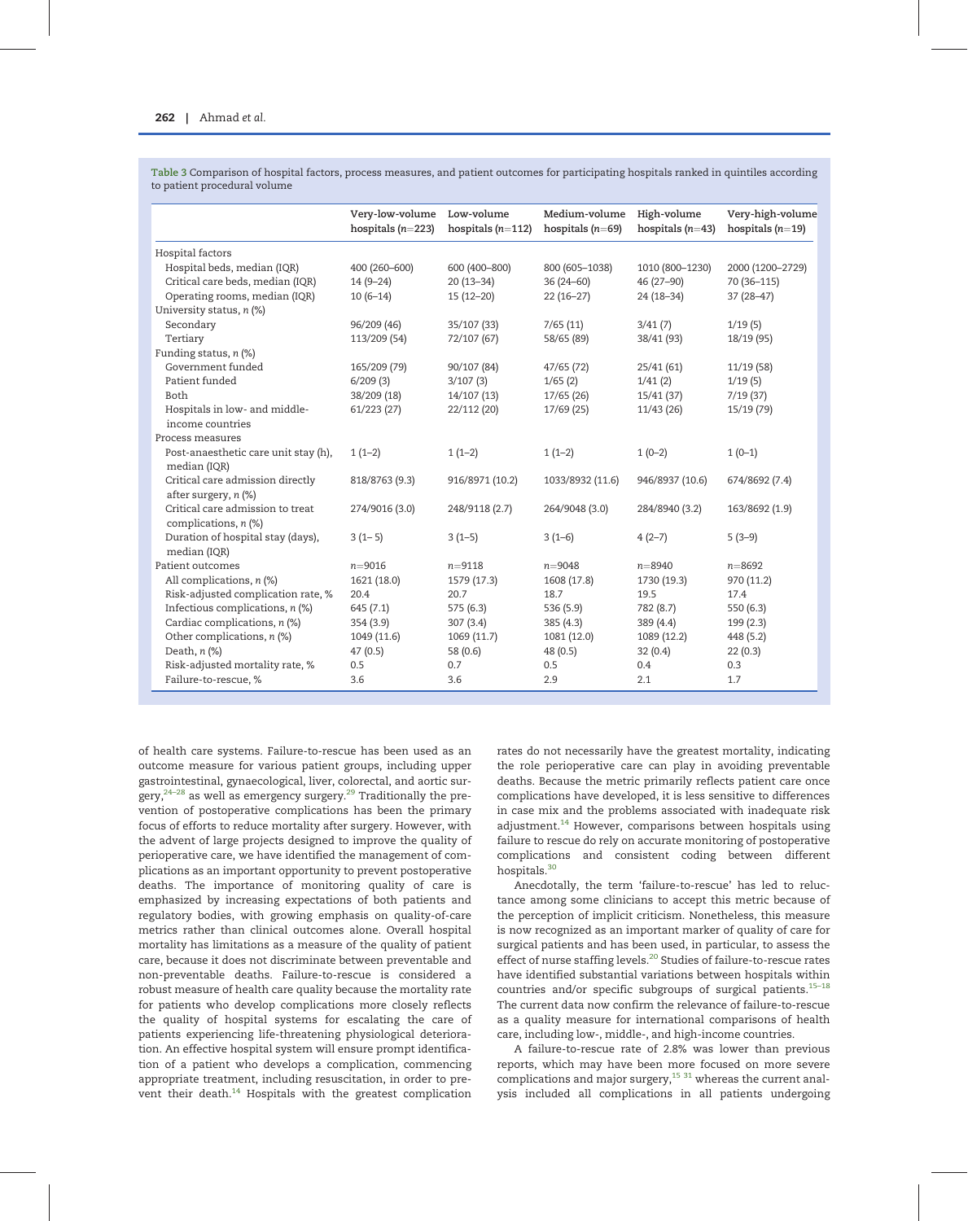Table 3 Comparison of hospital factors, process measures, and patient outcomes for participating hospitals ranked in quintiles according to patient procedural volume

| | Very-low-volume hospitals ($n$=223) | Low-volume hospitals ($n$=112) | Medium-volume hospitals ($n$=69) | High-volume hospitals ($n$=43) | Very-high-volume hospitals ($n$=19) |
|---|---|---|---|---|---|
| Hospital factors | | | | | |
| Hospital beds, median (IQR) | 400 (260–600) | 600 (400–800) | 800 (605–1038) | 1010 (800–1230) | 2000 (1200–2729) |
| Critical care beds, median (IQR) | 14 (9–24) | 20 (13–34) | 36 (24–60) | 46 (27–90) | 70 (36–115) |
| Operating rooms, median (IQR) | 10 (6–14) | 15 (12–20) | 22 (16–27) | 24 (18–34) | 37 (28–47) |
| University status, $n$ (%) | | | | | |
| Secondary | 96/209 (46) | 35/107 (33) | 7/65 (11) | 3/41 (7) | 1/19 (5) |
| Tertiary | 113/209 (54) | 72/107 (67) | 58/65 (89) | 38/41 (93) | 18/19 (95) |
| Funding status, $n$ (%) | | | | | |
| Government funded | 165/209 (79) | 90/107 (84) | 47/65 (72) | 25/41 (61) | 11/19 (58) |
| Patient funded | 6/209 (3) | 3/107 (3) | 1/65 (2) | 1/41 (2) | 1/19 (5) |
| Both | 38/209 (18) | 14/107 (13) | 17/65 (26) | 15/41 (37) | 7/19 (37) |
| Hospitals in low- and middle-income countries | 61/223 (27) | 22/112 (20) | 17/69 (25) | 11/43 (26) | 15/19 (79) |
| Process measures | | | | | |
| Post-anaesthetic care unit stay (h), median (IQR) | 1 (1–2) | 1 (1–2) | 1 (1–2) | 1 (0–2) | 1 (0–1) |
| Critical care admission directly after surgery, $n$ (%) | 818/8763 (9.3) | 916/8971 (10.2) | 1033/8932 (11.6) | 946/8937 (10.6) | 674/8692 (7.4) |
| Critical care admission to treat complications, $n$ (%) | 274/9016 (3.0) | 248/9118 (2.7) | 264/9048 (3.0) | 284/8940 (3.2) | 163/8692 (1.9) |
| Duration of hospital stay (days), median (IQR) | 3 (1– 5) | 3 (1–5) | 3 (1–6) | 4 (2–7) | 5 (3–9) |
| Patient outcomes | $n$=9016 | $n$=9118 | $n$=9048 | $n$=8940 | $n$=8692 |
| All complications, $n$ (%) | 1621 (18.0) | 1579 (17.3) | 1608 (17.8) | 1730 (19.3) | 970 (11.2) |
| Risk-adjusted complication rate, % | 20.4 | 20.7 | 18.7 | 19.5 | 17.4 |
| Infectious complications, $n$ (%) | 645 (7.1) | 575 (6.3) | 536 (5.9) | 782 (8.7) | 550 (6.3) |
| Cardiac complications, $n$ (%) | 354 (3.9) | 307 (3.4) | 385 (4.3) | 389 (4.4) | 199 (2.3) |
| Other complications, $n$ (%) | 1049 (11.6) | 1069 (11.7) | 1081 (12.0) | 1089 (12.2) | 448 (5.2) |
| Death, $n$ (%) | 47 (0.5) | 58 (0.6) | 48 (0.5) | 32 (0.4) | 22 (0.3) |
| Risk-adjusted mortality rate, % | 0.5 | 0.7 | 0.5 | 0.4 | 0.3 |
| Failure-to-rescue, % | 3.6 | 3.6 | 2.9 | 2.1 | 1.7 |

of health care systems. Failure-to-rescue has been used as an outcome measure for various patient groups, including upper gastrointestinal, gynaecological, liver, colorectal, and aortic surgery,[24–28] as well as emergency surgery.[29] Traditionally the prevention of postoperative complications has been the primary focus of efforts to reduce mortality after surgery. However, with the advent of large projects designed to improve the quality of perioperative care, we have identified the management of complications as an important opportunity to prevent postoperative deaths. The importance of monitoring quality of care is emphasized by increasing expectations of both patients and regulatory bodies, with growing emphasis on quality-of-care metrics rather than clinical outcomes alone. Overall hospital mortality has limitations as a measure of the quality of patient care, because it does not discriminate between preventable and non-preventable deaths. Failure-to-rescue is considered a robust measure of health care quality because the mortality rate for patients who develop complications more closely reflects the quality of hospital systems for escalating the care of patients experiencing life-threatening physiological deterioration. An effective hospital system will ensure prompt identification of a patient who develops a complication, commencing appropriate treatment, including resuscitation, in order to prevent their death.[14] Hospitals with the greatest complication rates do not necessarily have the greatest mortality, indicating the role perioperative care can play in avoiding preventable deaths. Because the metric primarily reflects patient care once complications have developed, it is less sensitive to differences in case mix and the problems associated with inadequate risk adjustment.[14] However, comparisons between hospitals using failure to rescue do rely on accurate monitoring of postoperative complications and consistent coding between different hospitals.[30]

Anecdotally, the term 'failure-to-rescue' has led to reluctance among some clinicians to accept this metric because of the perception of implicit criticism. Nonetheless, this measure is now recognized as an important marker of quality of care for surgical patients and has been used, in particular, to assess the effect of nurse staffing levels.[20] Studies of failure-to-rescue rates have identified substantial variations between hospitals within countries and/or specific subgroups of surgical patients.[15–18] The current data now confirm the relevance of failure-to-rescue as a quality measure for international comparisons of health care, including low-, middle-, and high-income countries.

A failure-to-rescue rate of 2.8% was lower than previous reports, which may have been more focused on more severe complications and major surgery,[15 31] whereas the current analysis included all complications in all patients undergoing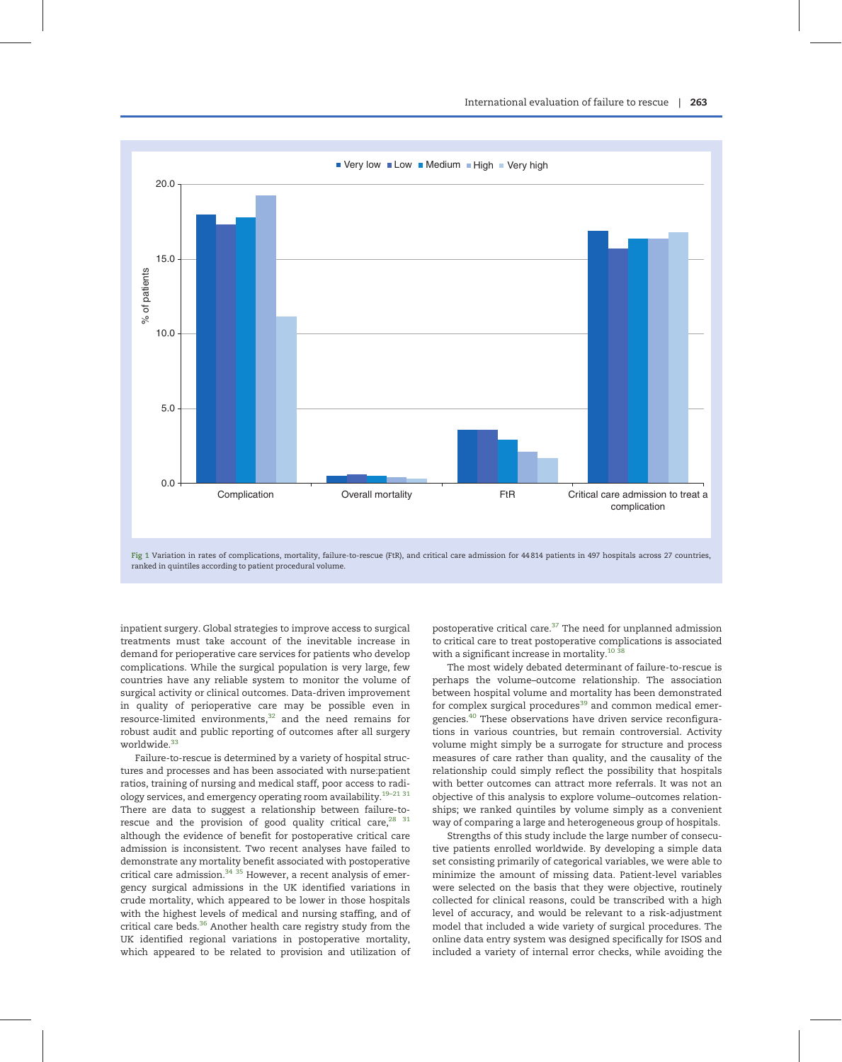Very low Low Medium High Very high

20.0

15.0

10.0

5.0

0.0

% of patients

Complication

Overall mortality

FtR

Critical care admission to treat a complication

**Fig 1** Variation in rates of complications, mortality, failure-to-rescue (FtR), and critical care admission for 44 814 patients in 497 hospitals across 27 countries, ranked in quintiles according to patient procedural volume.

inpatient surgery. Global strategies to improve access to surgical treatments must take account of the inevitable increase in demand for perioperative care services for patients who develop complications. While the surgical population is very large, few countries have any reliable system to monitor the volume of surgical activity or clinical outcomes. Data-driven improvement in quality of perioperative care may be possible even in resource-limited environments,[32] and the need remains for robust audit and public reporting of outcomes after all surgery worldwide.[33]

Failure-to-rescue is determined by a variety of hospital structures and processes and has been associated with nurse:patient ratios, training of nursing and medical staff, poor access to radiology services, and emergency operating room availability.[19–21 31] There are data to suggest a relationship between failure-to-rescue and the provision of good quality critical care,[28 31] although the evidence of benefit for postoperative critical care admission is inconsistent. Two recent analyses have failed to demonstrate any mortality benefit associated with postoperative critical care admission.[34 35] However, a recent analysis of emergency surgical admissions in the UK identified variations in crude mortality, which appeared to be lower in those hospitals with the highest levels of medical and nursing staffing, and of critical care beds.[36] Another health care registry study from the UK identified regional variations in postoperative mortality, which appeared to be related to provision and utilization of postoperative critical care.[37] The need for unplanned admission to critical care to treat postoperative complications is associated with a significant increase in mortality.[10 38]

The most widely debated determinant of failure-to-rescue is perhaps the volume–outcome relationship. The association between hospital volume and mortality has been demonstrated for complex surgical procedures[39] and common medical emergencies.[40] These observations have driven service reconfigurations in various countries, but remain controversial. Activity volume might simply be a surrogate for structure and process measures of care rather than quality, and the causality of the relationship could simply reflect the possibility that hospitals with better outcomes can attract more referrals. It was not an objective of this analysis to explore volume–outcomes relationships; we ranked quintiles by volume simply as a convenient way of comparing a large and heterogeneous group of hospitals.

Strengths of this study include the large number of consecutive patients enrolled worldwide. By developing a simple data set consisting primarily of categorical variables, we were able to minimize the amount of missing data. Patient-level variables were selected on the basis that they were objective, routinely collected for clinical reasons, could be transcribed with a high level of accuracy, and would be relevant to a risk-adjustment model that included a wide variety of surgical procedures. The online data entry system was designed specifically for ISOS and included a variety of internal error checks, while avoiding the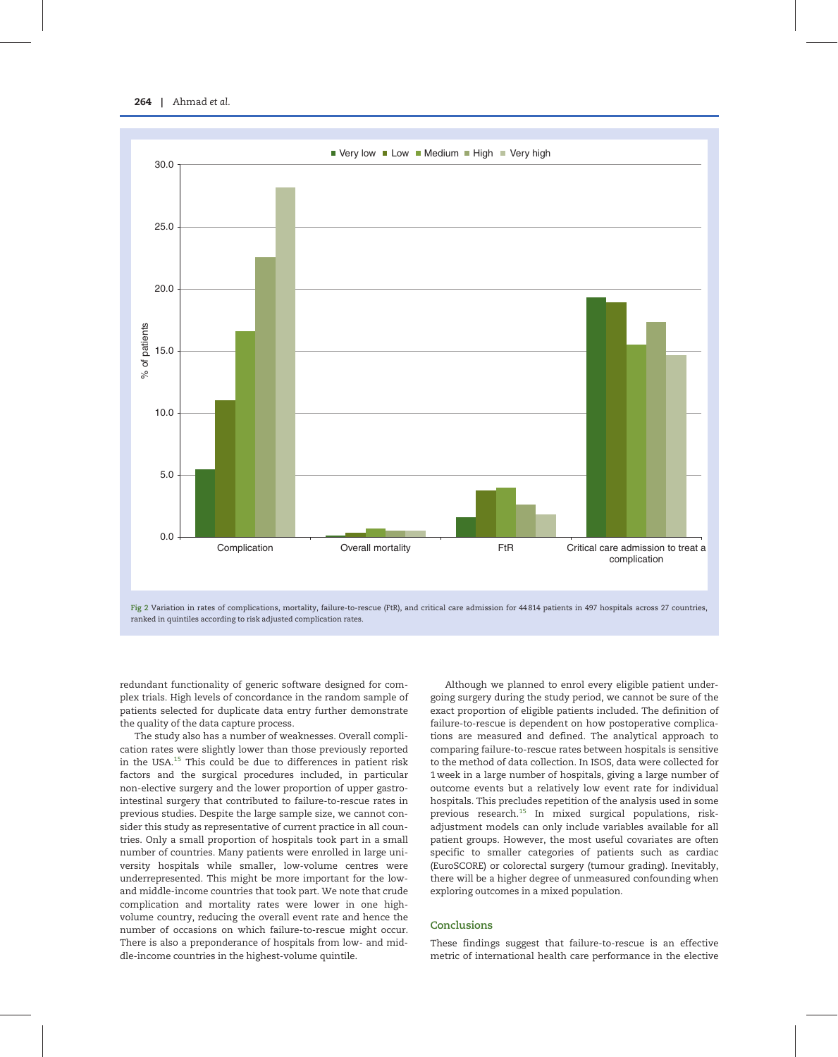Very low Low Medium High Very high

30.0

25.0

20.0

15.0

10.0

5.0

0.0

% of patients

Complication

Overall mortality

FtR

Critical care admission to treat a complication

**Fig 2** Variation in rates of complications, mortality, failure-to-rescue (FtR), and critical care admission for 44 814 patients in 497 hospitals across 27 countries, ranked in quintiles according to risk adjusted complication rates.

redundant functionality of generic software designed for complex trials. High levels of concordance in the random sample of patients selected for duplicate data entry further demonstrate the quality of the data capture process.

The study also has a number of weaknesses. Overall complication rates were slightly lower than those previously reported in the USA.[15] This could be due to differences in patient risk factors and the surgical procedures included, in particular non-elective surgery and the lower proportion of upper gastrointestinal surgery that contributed to failure-to-rescue rates in previous studies. Despite the large sample size, we cannot consider this study as representative of current practice in all countries. Only a small proportion of hospitals took part in a small number of countries. Many patients were enrolled in large university hospitals while smaller, low-volume centres were underrepresented. This might be more important for the low- and middle-income countries that took part. We note that crude complication and mortality rates were lower in one high-volume country, reducing the overall event rate and hence the number of occasions on which failure-to-rescue might occur. There is also a preponderance of hospitals from low- and middle-income countries in the highest-volume quintile.

Although we planned to enrol every eligible patient undergoing surgery during the study period, we cannot be sure of the exact proportion of eligible patients included. The definition of failure-to-rescue is dependent on how postoperative complications are measured and defined. The analytical approach to comparing failure-to-rescue rates between hospitals is sensitive to the method of data collection. In ISOS, data were collected for 1 week in a large number of hospitals, giving a large number of outcome events but a relatively low event rate for individual hospitals. This precludes repetition of the analysis used in some previous research.[15] In mixed surgical populations, risk-adjustment models can only include variables available for all patient groups. However, the most useful covariates are often specific to smaller categories of patients such as cardiac (EuroSCORE) or colorectal surgery (tumour grading). Inevitably, there will be a higher degree of unmeasured confounding when exploring outcomes in a mixed population.

## Conclusions

These findings suggest that failure-to-rescue is an effective metric of international health care performance in the elective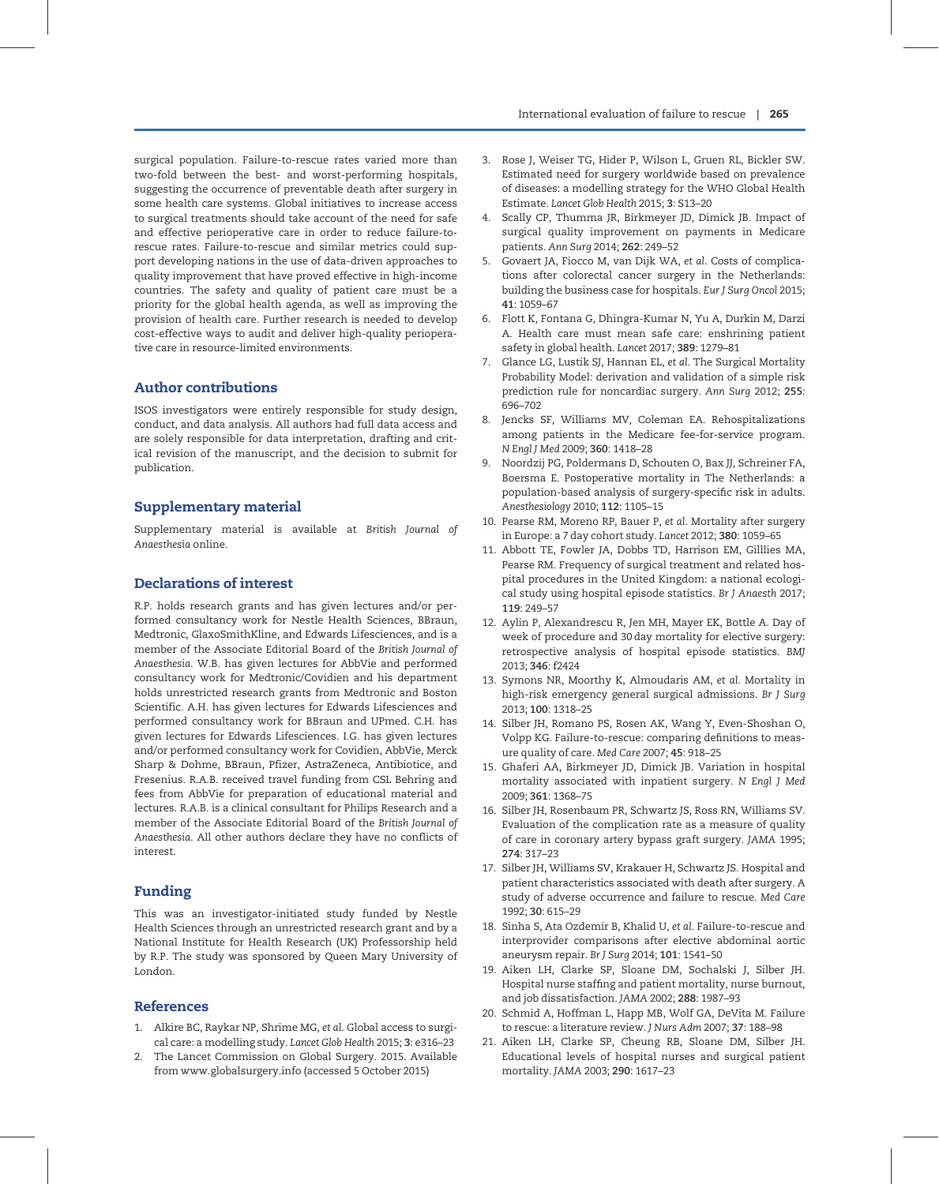surgical population. Failure-to-rescue rates varied more than two-fold between the best- and worst-performing hospitals, suggesting the occurrence of preventable death after surgery in some health care systems. Global initiatives to increase access to surgical treatments should take account of the need for safe and effective perioperative care in order to reduce failure-to-rescue rates. Failure-to-rescue and similar metrics could support developing nations in the use of data-driven approaches to quality improvement that have proved effective in high-income countries. The safety and quality of patient care must be a priority for the global health agenda, as well as improving the provision of health care. Further research is needed to develop cost-effective ways to audit and deliver high-quality perioperative care in resource-limited environments.

## Author contributions

ISOS investigators were entirely responsible for study design, conduct, and data analysis. All authors had full data access and are solely responsible for data interpretation, drafting and critical revision of the manuscript, and the decision to submit for publication.

## Supplementary material

Supplementary material is available at *British Journal of Anaesthesia* online.

## Declarations of interest

R.P. holds research grants and has given lectures and/or performed consultancy work for Nestle Health Sciences, BBraun, Medtronic, GlaxoSmithKline, and Edwards Lifesciences, and is a member of the Associate Editorial Board of the *British Journal of Anaesthesia*. W.B. has given lectures for AbbVie and performed consultancy work for Medtronic/Covidien and his department holds unrestricted research grants from Medtronic and Boston Scientific. A.H. has given lectures for Edwards Lifesciences and performed consultancy work for BBraun and UPmed. C.H. has given lectures for Edwards Lifesciences. I.G. has given lectures and/or performed consultancy work for Covidien, AbbVie, Merck Sharp & Dohme, BBraun, Pfizer, AstraZeneca, Antibiotice, and Fresenius. R.A.B. received travel funding from CSL Behring and fees from AbbVie for preparation of educational material and lectures. R.A.B. is a clinical consultant for Philips Research and a member of the Associate Editorial Board of the *British Journal of Anaesthesia*. All other authors declare they have no conflicts of interest.

## Funding

This was an investigator-initiated study funded by Nestle Health Sciences through an unrestricted research grant and by a National Institute for Health Research (UK) Professorship held by R.P. The study was sponsored by Queen Mary University of London.

## References

1. Alkire BC, Raykar NP, Shrime MG, *et al.* Global access to surgical care: a modelling study. *Lancet Glob Health* 2015; **3**: e316–23
2. The Lancet Commission on Global Surgery. 2015. Available from www.globalsurgery.info (accessed 5 October 2015)
3. Rose J, Weiser TG, Hider P, Wilson L, Gruen RL, Bickler SW. Estimated need for surgery worldwide based on prevalence of diseases: a modelling strategy for the WHO Global Health Estimate. *Lancet Glob Health* 2015; **3**: S13–20
4. Scally CP, Thumma JR, Birkmeyer JD, Dimick JB. Impact of surgical quality improvement on payments in Medicare patients. *Ann Surg* 2014; **262**: 249–52
5. Govaert JA, Fiocco M, van Dijk WA, *et al.* Costs of complications after colorectal cancer surgery in the Netherlands: building the business case for hospitals. *Eur J Surg Oncol* 2015; **41**: 1059–67
6. Flott K, Fontana G, Dhingra-Kumar N, Yu A, Durkin M, Darzi A. Health care must mean safe care: enshrining patient safety in global health. *Lancet* 2017; **389**: 1279–81
7. Glance LG, Lustik SJ, Hannan EL, *et al.* The Surgical Mortality Probability Model: derivation and validation of a simple risk prediction rule for noncardiac surgery. *Ann Surg* 2012; **255**: 696–702
8. Jencks SF, Williams MV, Coleman EA. Rehospitalizations among patients in the Medicare fee-for-service program. *N Engl J Med* 2009; **360**: 1418–28
9. Noordzij PG, Poldermans D, Schouten O, Bax JJ, Schreiner FA, Boersma E. Postoperative mortality in The Netherlands: a population-based analysis of surgery-specific risk in adults. *Anesthesiology* 2010; **112**: 1105–15
10. Pearse RM, Moreno RP, Bauer P, *et al.* Mortality after surgery in Europe: a 7 day cohort study. *Lancet* 2012; **380**: 1059–65
11. Abbott TE, Fowler JA, Dobbs TD, Harrison EM, Gillies MA, Pearse RM. Frequency of surgical treatment and related hospital procedures in the United Kingdom: a national ecological study using hospital episode statistics. *Br J Anaesth* 2017; **119**: 249–57
12. Aylin P, Alexandrescu R, Jen MH, Mayer EK, Bottle A. Day of week of procedure and 30 day mortality for elective surgery: retrospective analysis of hospital episode statistics. *BMJ* 2013; **346**: f2424
13. Symons NR, Moorthy K, Almoudaris AM, *et al.* Mortality in high-risk emergency general surgical admissions. *Br J Surg* 2013; **100**: 1318–25
14. Silber JH, Romano PS, Rosen AK, Wang Y, Even-Shoshan O, Volpp KG. Failure-to-rescue: comparing definitions to measure quality of care. *Med Care* 2007; **45**: 918–25
15. Ghaferi AA, Birkmeyer JD, Dimick JB. Variation in hospital mortality associated with inpatient surgery. *N Engl J Med* 2009; **361**: 1368–75
16. Silber JH, Rosenbaum PR, Schwartz JS, Ross RN, Williams SV. Evaluation of the complication rate as a measure of quality of care in coronary artery bypass graft surgery. *JAMA* 1995; **274**: 317–23
17. Silber JH, Williams SV, Krakauer H, Schwartz JS. Hospital and patient characteristics associated with death after surgery. A study of adverse occurrence and failure to rescue. *Med Care* 1992; **30**: 615–29
18. Sinha S, Ata Ozdemir B, Khalid U, *et al.* Failure-to-rescue and interprovider comparisons after elective abdominal aortic aneurysm repair. *Br J Surg* 2014; **101**: 1541–50
19. Aiken LH, Clarke SP, Sloane DM, Sochalski J, Silber JH. Hospital nurse staffing and patient mortality, nurse burnout, and job dissatisfaction. *JAMA* 2002; **288**: 1987–93
20. Schmid A, Hoffman L, Happ MB, Wolf GA, DeVita M. Failure to rescue: a literature review. *J Nurs Adm* 2007; **37**: 188–98
21. Aiken LH, Clarke SP, Cheung RB, Sloane DM, Silber JH. Educational levels of hospital nurses and surgical patient mortality. *JAMA* 2003; **290**: 1617–23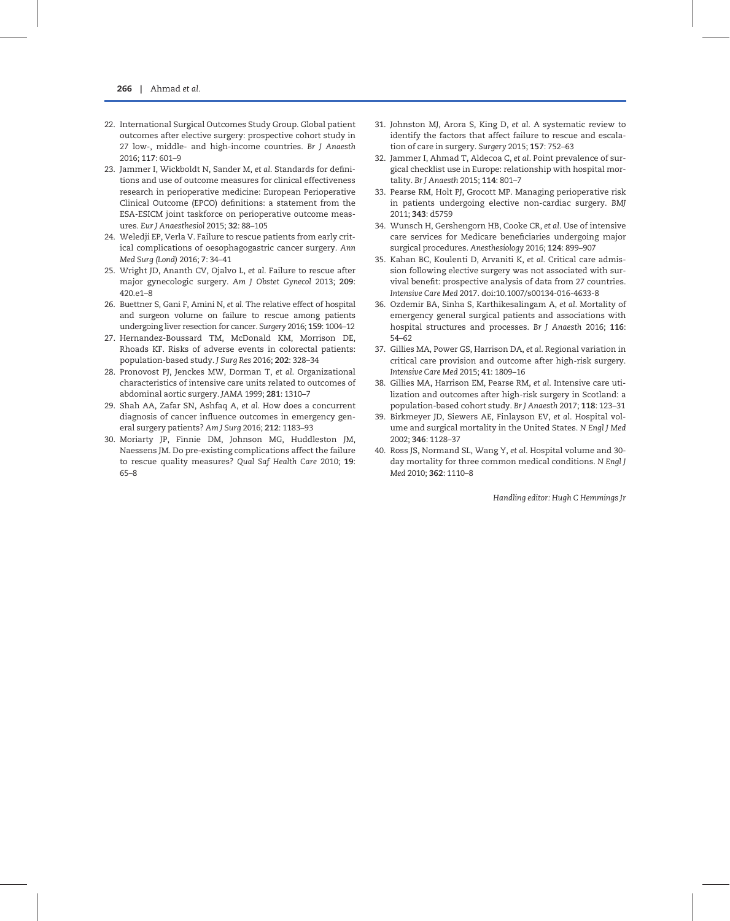22. International Surgical Outcomes Study Group. Global patient outcomes after elective surgery: prospective cohort study in 27 low-, middle- and high-income countries. *Br J Anaesth* 2016; **117**: 601–9
23. Jammer I, Wickboldt N, Sander M, *et al.* Standards for definitions and use of outcome measures for clinical effectiveness research in perioperative medicine: European Perioperative Clinical Outcome (EPCO) definitions: a statement from the ESA-ESICM joint taskforce on perioperative outcome measures. *Eur J Anaesthesiol* 2015; **32**: 88–105
24. Weledji EP, Verla V. Failure to rescue patients from early critical complications of oesophagogastric cancer surgery. *Ann Med Surg (Lond)* 2016; **7**: 34–41
25. Wright JD, Ananth CV, Ojalvo L, *et al.* Failure to rescue after major gynecologic surgery. *Am J Obstet Gynecol* 2013; **209**: 420.e1–8
26. Buettner S, Gani F, Amini N, *et al.* The relative effect of hospital and surgeon volume on failure to rescue among patients undergoing liver resection for cancer. *Surgery* 2016; **159**: 1004–12
27. Hernandez-Boussard TM, McDonald KM, Morrison DE, Rhoads KF. Risks of adverse events in colorectal patients: population-based study. *J Surg Res* 2016; **202**: 328–34
28. Pronovost PJ, Jenckes MW, Dorman T, *et al.* Organizational characteristics of intensive care units related to outcomes of abdominal aortic surgery. *JAMA* 1999; **281**: 1310–7
29. Shah AA, Zafar SN, Ashfaq A, *et al.* How does a concurrent diagnosis of cancer influence outcomes in emergency general surgery patients? *Am J Surg* 2016; **212**: 1183–93
30. Moriarty JP, Finnie DM, Johnson MG, Huddleston JM, Naessens JM. Do pre-existing complications affect the failure to rescue quality measures? *Qual Saf Health Care* 2010; **19**: 65–8
31. Johnston MJ, Arora S, King D, *et al.* A systematic review to identify the factors that affect failure to rescue and escalation of care in surgery. *Surgery* 2015; **157**: 752–63
32. Jammer I, Ahmad T, Aldecoa C, *et al.* Point prevalence of surgical checklist use in Europe: relationship with hospital mortality. *Br J Anaesth* 2015; **114**: 801–7
33. Pearse RM, Holt PJ, Grocott MP. Managing perioperative risk in patients undergoing elective non-cardiac surgery. *BMJ* 2011; **343**: d5759
34. Wunsch H, Gershengorn HB, Cooke CR, *et al.* Use of intensive care services for Medicare beneficiaries undergoing major surgical procedures. *Anesthesiology* 2016; **124**: 899–907
35. Kahan BC, Koulenti D, Arvaniti K, *et al.* Critical care admission following elective surgery was not associated with survival benefit: prospective analysis of data from 27 countries. *Intensive Care Med* 2017. doi:10.1007/s00134-016-4633-8
36. Ozdemir BA, Sinha S, Karthikesalingam A, *et al.* Mortality of emergency general surgical patients and associations with hospital structures and processes. *Br J Anaesth* 2016; **116**: 54–62
37. Gillies MA, Power GS, Harrison DA, *et al.* Regional variation in critical care provision and outcome after high-risk surgery. *Intensive Care Med* 2015; **41**: 1809–16
38. Gillies MA, Harrison EM, Pearse RM, *et al.* Intensive care utilization and outcomes after high-risk surgery in Scotland: a population-based cohort study. *Br J Anaesth* 2017; **118**: 123–31
39. Birkmeyer JD, Siewers AE, Finlayson EV, *et al.* Hospital volume and surgical mortality in the United States. *N Engl J Med* 2002; **346**: 1128–37
40. Ross JS, Normand SL, Wang Y, *et al.* Hospital volume and 30-day mortality for three common medical conditions. *N Engl J Med* 2010; **362**: 1110–8

*Handling editor: Hugh C Hemmings Jr*